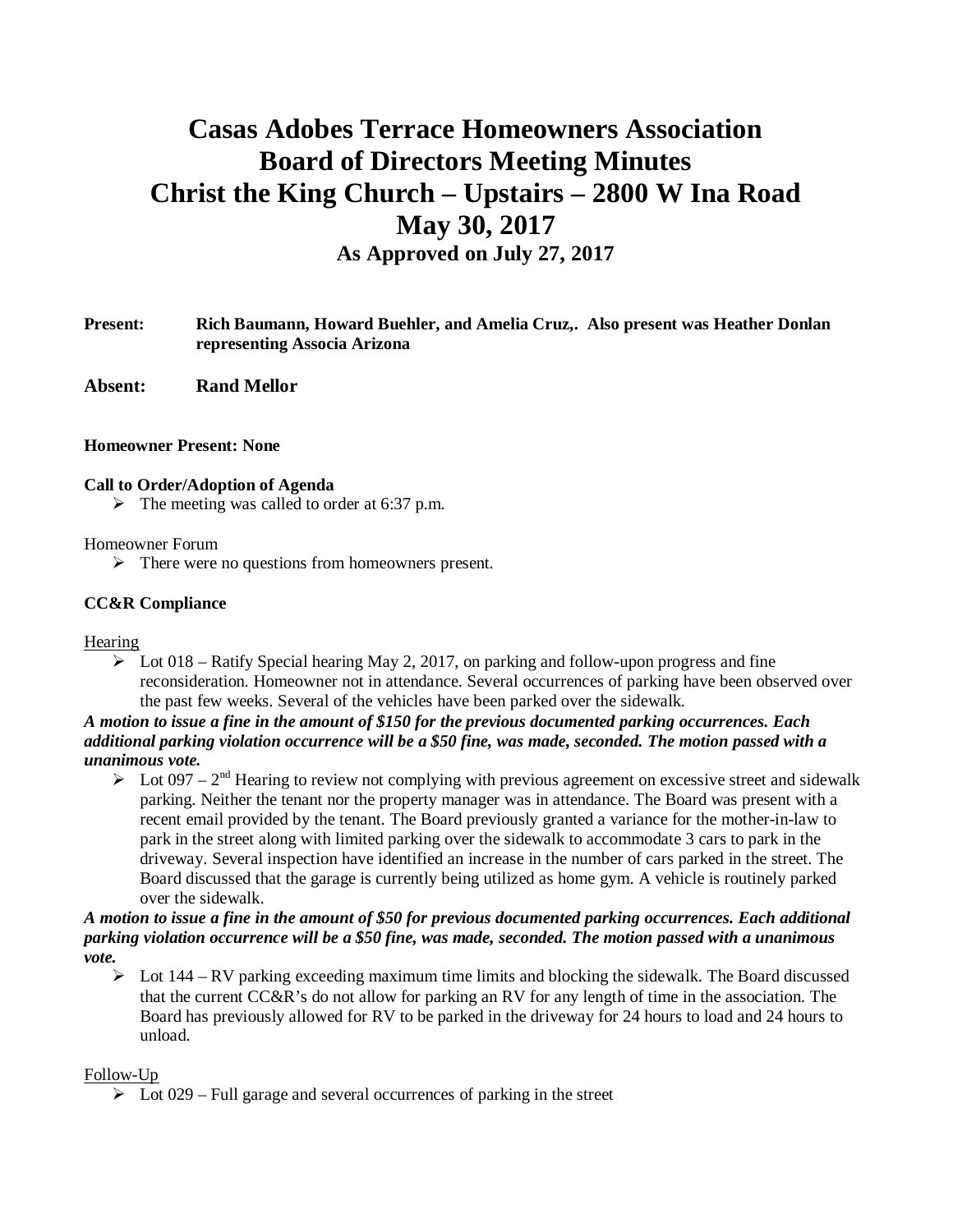# Casas Adobes Terrace Homeowners Association
# Board of Directors Meeting Minutes
# Christ the King Church – Upstairs – 2800 W Ina Road
# May 30, 2017
### As Approved on July 27, 2017

**Present:** **Rich Baumann, Howard Buehler, and Amelia Cruz,. Also present was Heather Donlan representing Associa Arizona**

**Absent:** **Rand Mellor**

**Homeowner Present: None**

**Call to Order/Adoption of Agenda**

- The meeting was called to order at 6:37 p.m.

Homeowner Forum

- There were no questions from homeowners present.

**CC&R Compliance**

Hearing

- Lot 018 – Ratify Special hearing May 2, 2017, on parking and follow-upon progress and fine reconsideration. Homeowner not in attendance. Several occurrences of parking have been observed over the past few weeks. Several of the vehicles have been parked over the sidewalk.

***A motion to issue a fine in the amount of $150 for the previous documented parking occurrences. Each additional parking violation occurrence will be a $50 fine, was made, seconded. The motion passed with a unanimous vote.***

- Lot 097 – 2nd Hearing to review not complying with previous agreement on excessive street and sidewalk parking. Neither the tenant nor the property manager was in attendance. The Board was present with a recent email provided by the tenant. The Board previously granted a variance for the mother-in-law to park in the street along with limited parking over the sidewalk to accommodate 3 cars to park in the driveway. Several inspection have identified an increase in the number of cars parked in the street. The Board discussed that the garage is currently being utilized as home gym. A vehicle is routinely parked over the sidewalk.

***A motion to issue a fine in the amount of $50 for previous documented parking occurrences. Each additional parking violation occurrence will be a $50 fine, was made, seconded. The motion passed with a unanimous vote.***

- Lot 144 – RV parking exceeding maximum time limits and blocking the sidewalk. The Board discussed that the current CC&R's do not allow for parking an RV for any length of time in the association. The Board has previously allowed for RV to be parked in the driveway for 24 hours to load and 24 hours to unload.

Follow-Up

- Lot 029 – Full garage and several occurrences of parking in the street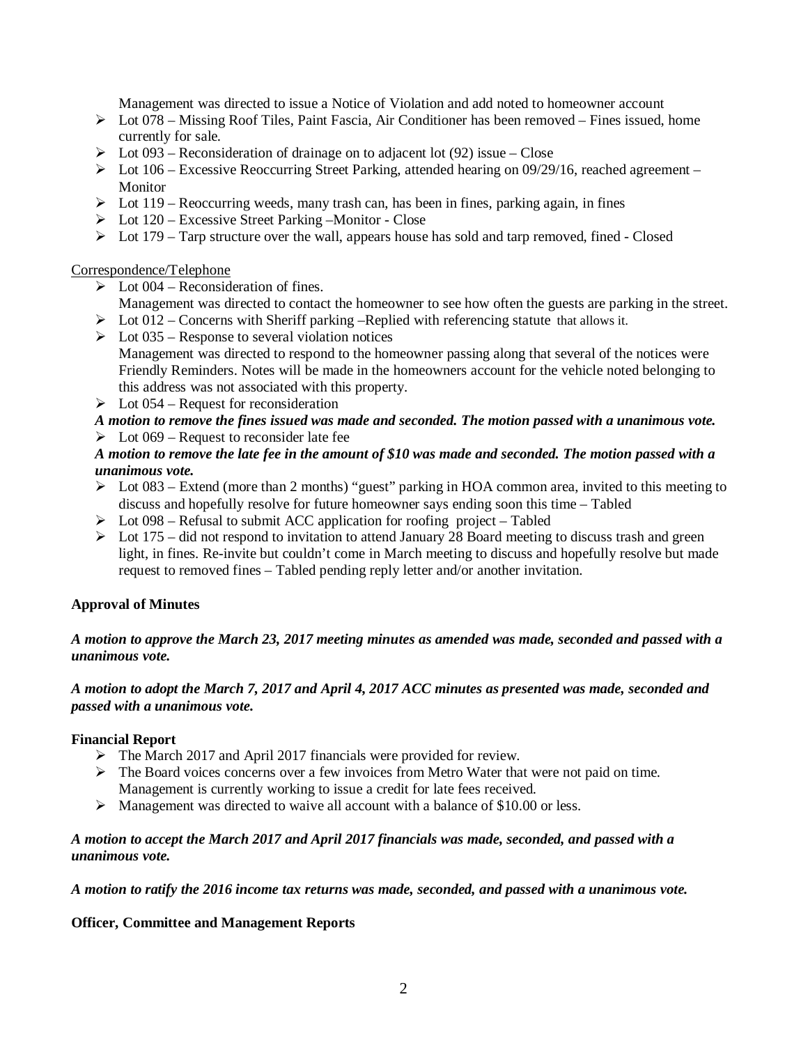Management was directed to issue a Notice of Violation and add noted to homeowner account

- Lot 078 – Missing Roof Tiles, Paint Fascia, Air Conditioner has been removed – Fines issued, home currently for sale.
- Lot 093 – Reconsideration of drainage on to adjacent lot (92) issue – Close
- Lot 106 – Excessive Reoccurring Street Parking, attended hearing on 09/29/16, reached agreement – Monitor
- Lot 119 – Reoccurring weeds, many trash can, has been in fines, parking again, in fines
- Lot 120 – Excessive Street Parking –Monitor - Close
- Lot 179 – Tarp structure over the wall, appears house has sold and tarp removed, fined - Closed

Correspondence/Telephone

- Lot 004 – Reconsideration of fines.
  Management was directed to contact the homeowner to see how often the guests are parking in the street.
- Lot 012 – Concerns with Sheriff parking –Replied with referencing statute that allows it.
- Lot 035 – Response to several violation notices
  Management was directed to respond to the homeowner passing along that several of the notices were Friendly Reminders. Notes will be made in the homeowners account for the vehicle noted belonging to this address was not associated with this property.
- Lot 054 – Request for reconsideration

***A motion to remove the fines issued was made and seconded. The motion passed with a unanimous vote.***

- Lot 069 – Request to reconsider late fee

***A motion to remove the late fee in the amount of $10 was made and seconded. The motion passed with a unanimous vote.***

- Lot 083 – Extend (more than 2 months) "guest" parking in HOA common area, invited to this meeting to discuss and hopefully resolve for future homeowner says ending soon this time – Tabled
- Lot 098 – Refusal to submit ACC application for roofing project – Tabled
- Lot 175 – did not respond to invitation to attend January 28 Board meeting to discuss trash and green light, in fines. Re-invite but couldn't come in March meeting to discuss and hopefully resolve but made request to removed fines – Tabled pending reply letter and/or another invitation.

**Approval of Minutes**

***A motion to approve the March 23, 2017 meeting minutes as amended was made, seconded and passed with a unanimous vote.***

***A motion to adopt the March 7, 2017 and April 4, 2017 ACC minutes as presented was made, seconded and passed with a unanimous vote.***

**Financial Report**

- The March 2017 and April 2017 financials were provided for review.
- The Board voices concerns over a few invoices from Metro Water that were not paid on time. Management is currently working to issue a credit for late fees received.
- Management was directed to waive all account with a balance of $10.00 or less.

***A motion to accept the March 2017 and April 2017 financials was made, seconded, and passed with a unanimous vote.***

***A motion to ratify the 2016 income tax returns was made, seconded, and passed with a unanimous vote.***

**Officer, Committee and Management Reports**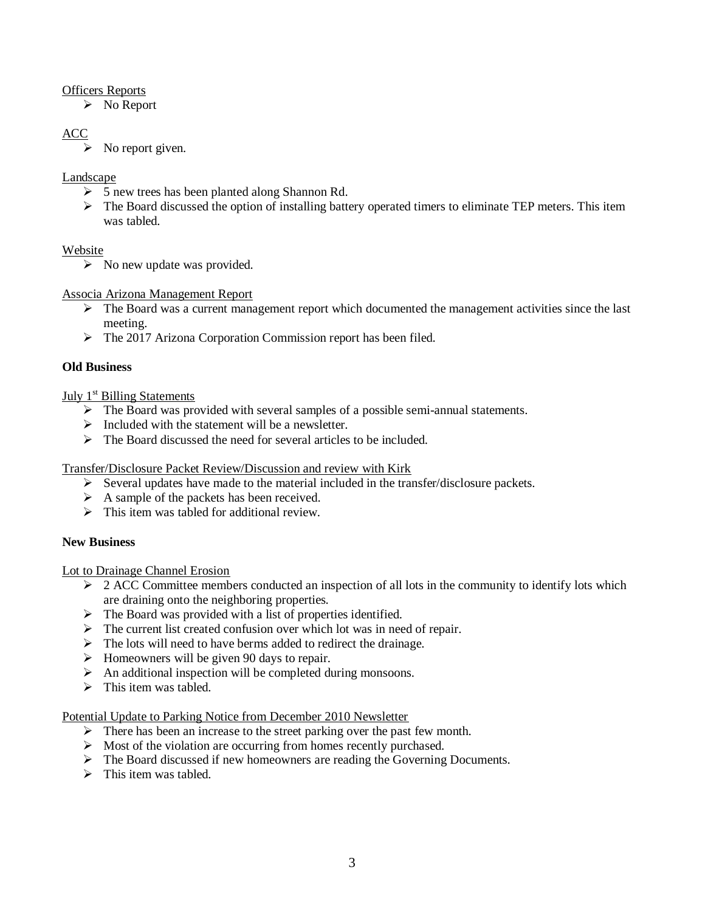Officers Reports

- No Report

ACC

- No report given.

Landscape

- 5 new trees has been planted along Shannon Rd.
- The Board discussed the option of installing battery operated timers to eliminate TEP meters. This item was tabled.

Website

- No new update was provided.

Associa Arizona Management Report

- The Board was a current management report which documented the management activities since the last meeting.
- The 2017 Arizona Corporation Commission report has been filed.

**Old Business**

July 1st Billing Statements

- The Board was provided with several samples of a possible semi-annual statements.
- Included with the statement will be a newsletter.
- The Board discussed the need for several articles to be included.

Transfer/Disclosure Packet Review/Discussion and review with Kirk

- Several updates have made to the material included in the transfer/disclosure packets.
- A sample of the packets has been received.
- This item was tabled for additional review.

**New Business**

Lot to Drainage Channel Erosion

- 2 ACC Committee members conducted an inspection of all lots in the community to identify lots which are draining onto the neighboring properties.
- The Board was provided with a list of properties identified.
- The current list created confusion over which lot was in need of repair.
- The lots will need to have berms added to redirect the drainage.
- Homeowners will be given 90 days to repair.
- An additional inspection will be completed during monsoons.
- This item was tabled.

Potential Update to Parking Notice from December 2010 Newsletter

- There has been an increase to the street parking over the past few month.
- Most of the violation are occurring from homes recently purchased.
- The Board discussed if new homeowners are reading the Governing Documents.
- This item was tabled.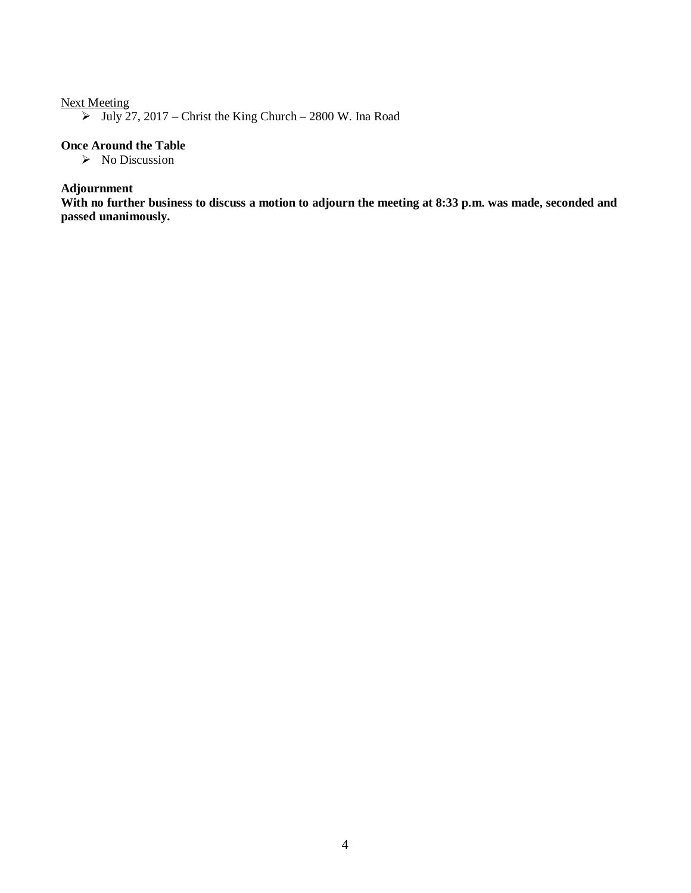<u>Next Meeting</u>

- July 27, 2017 – Christ the King Church – 2800 W. Ina Road

**Once Around the Table**

- No Discussion

**Adjournment**

**With no further business to discuss a motion to adjourn the meeting at 8:33 p.m. was made, seconded and passed unanimously.**